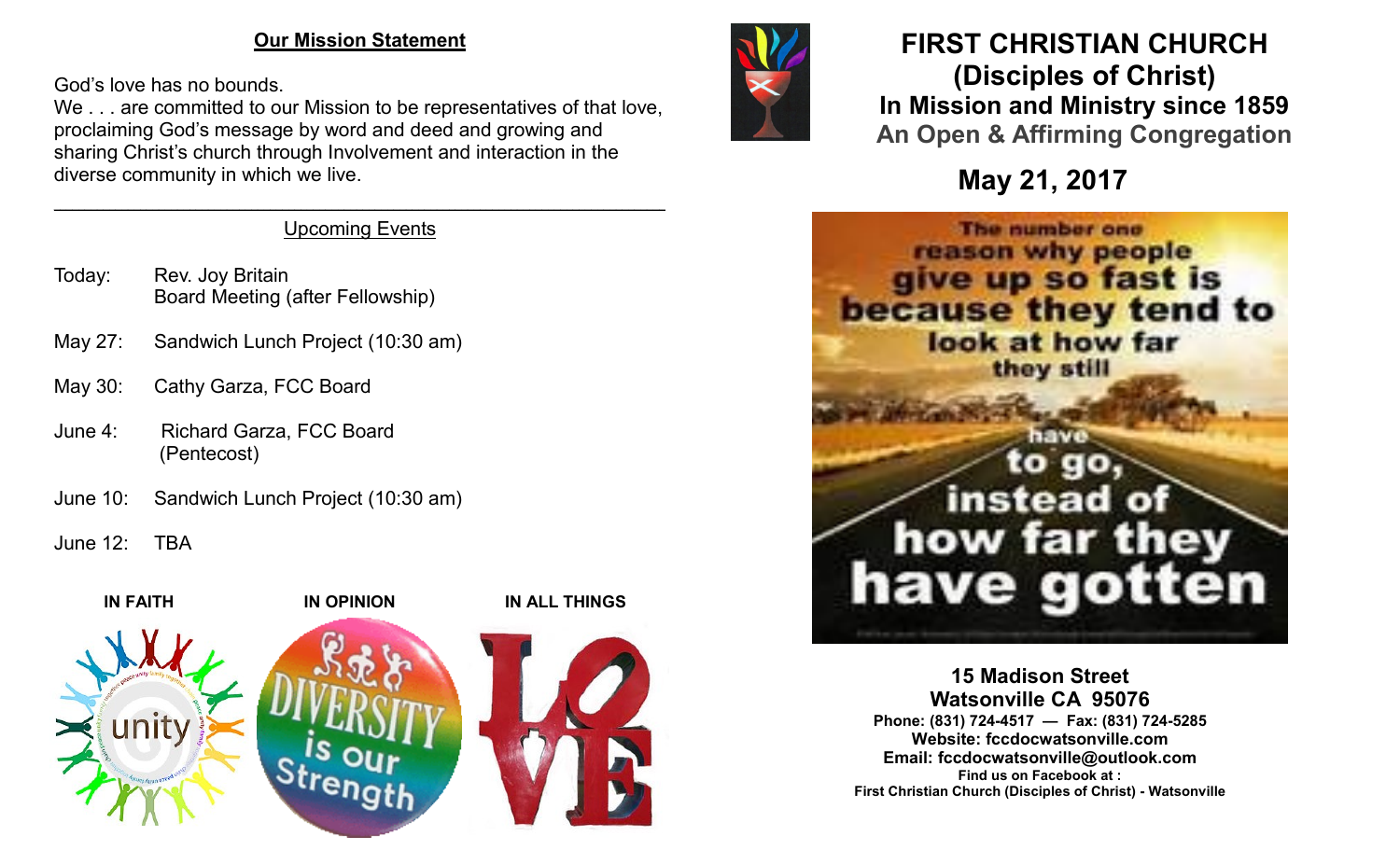## Our Mission Statement

God's love has no bounds.
We . . . are committed to our Mission to be representatives of that love, proclaiming God's message by word and deed and growing and sharing Christ's church through Involvement and interaction in the diverse community in which we live.

---

### Upcoming Events

- Today: Rev. Joy Britain
  Board Meeting (after Fellowship)
- May 27: Sandwich Lunch Project (10:30 am)
- May 30: Cathy Garza, FCC Board
- June 4: Richard Garza, FCC Board (Pentecost)
- June 10: Sandwich Lunch Project (10:30 am)
- June 12: TBA

**IN FAITH** **IN OPINION** **IN ALL THINGS**

# FIRST CHRISTIAN CHURCH
# (Disciples of Christ)
## In Mission and Ministry since 1859
## An Open & Affirming Congregation

## May 21, 2017

The number one reason why people give up so fast is because they tend to look at how far they still have to go, instead of how far they have gotten

**15 Madison Street**
**Watsonville CA 95076**
**Phone: (831) 724-4517 — Fax: (831) 724-5285**
**Website: fccdocwatsonville.com**
**Email: fccdocwatsonville@outlook.com**
**Find us on Facebook at :**
**First Christian Church (Disciples of Christ) - Watsonville**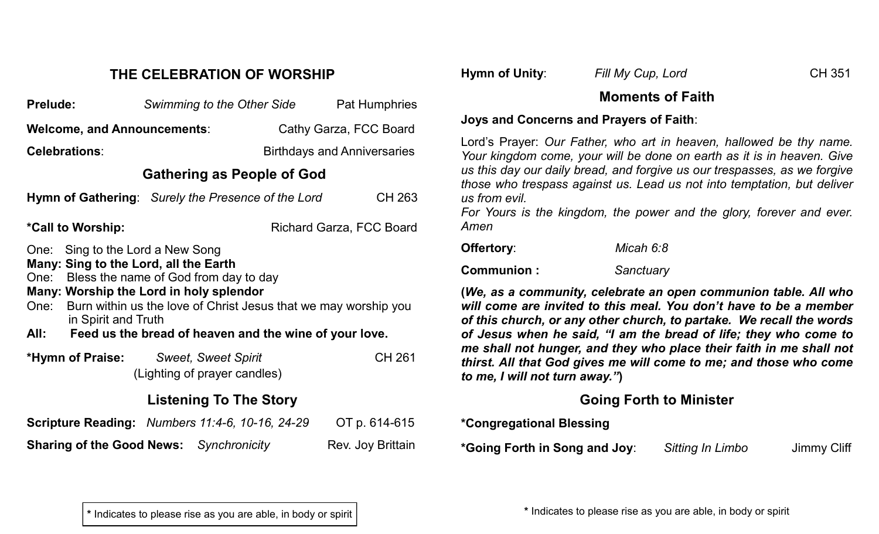# THE CELEBRATION OF WORSHIP

**Prelude:** *Swimming to the Other Side* Pat Humphries

**Welcome, and Announcements**: Cathy Garza, FCC Board

**Celebrations**: Birthdays and Anniversaries

## Gathering as People of God

**Hymn of Gathering**: *Surely the Presence of the Lord* CH 263

**\*Call to Worship:** Richard Garza, FCC Board

One: Sing to the Lord a New Song
**Many: Sing to the Lord, all the Earth**
One: Bless the name of God from day to day
**Many: Worship the Lord in holy splendor**
One: Burn within us the love of Christ Jesus that we may worship you in Spirit and Truth
**All: Feed us the bread of heaven and the wine of your love.**

**\*Hymn of Praise:** *Sweet, Sweet Spirit* CH 261
(Lighting of prayer candles)

## Listening To The Story

**Scripture Reading:** *Numbers 11:4-6, 10-16, 24-29* OT p. 614-615

**Sharing of the Good News:** *Synchronicity* Rev. Joy Brittain

\* Indicates to please rise as you are able, in body or spirit

**Hymn of Unity**: *Fill My Cup, Lord* CH 351

## Moments of Faith

**Joys and Concerns and Prayers of Faith**:

Lord's Prayer: *Our Father, who art in heaven, hallowed be thy name. Your kingdom come, your will be done on earth as it is in heaven. Give us this day our daily bread, and forgive us our trespasses, as we forgive those who trespass against us. Lead us not into temptation, but deliver us from evil.*
*For Yours is the kingdom, the power and the glory, forever and ever. Amen*

**Offertory**: *Micah 6:8*

**Communion :** *Sanctuary*

**(*We, as a community, celebrate an open communion table. All who will come are invited to this meal. You don't have to be a member of this church, or any other church, to partake. We recall the words of Jesus when he said, "I am the bread of life; they who come to me shall not hunger, and they who place their faith in me shall not thirst. All that God gives me will come to me; and those who come to me, I will not turn away."*)**

## Going Forth to Minister

**\*Congregational Blessing**

**\*Going Forth in Song and Joy**: *Sitting In Limbo* Jimmy Cliff

\* Indicates to please rise as you are able, in body or spirit